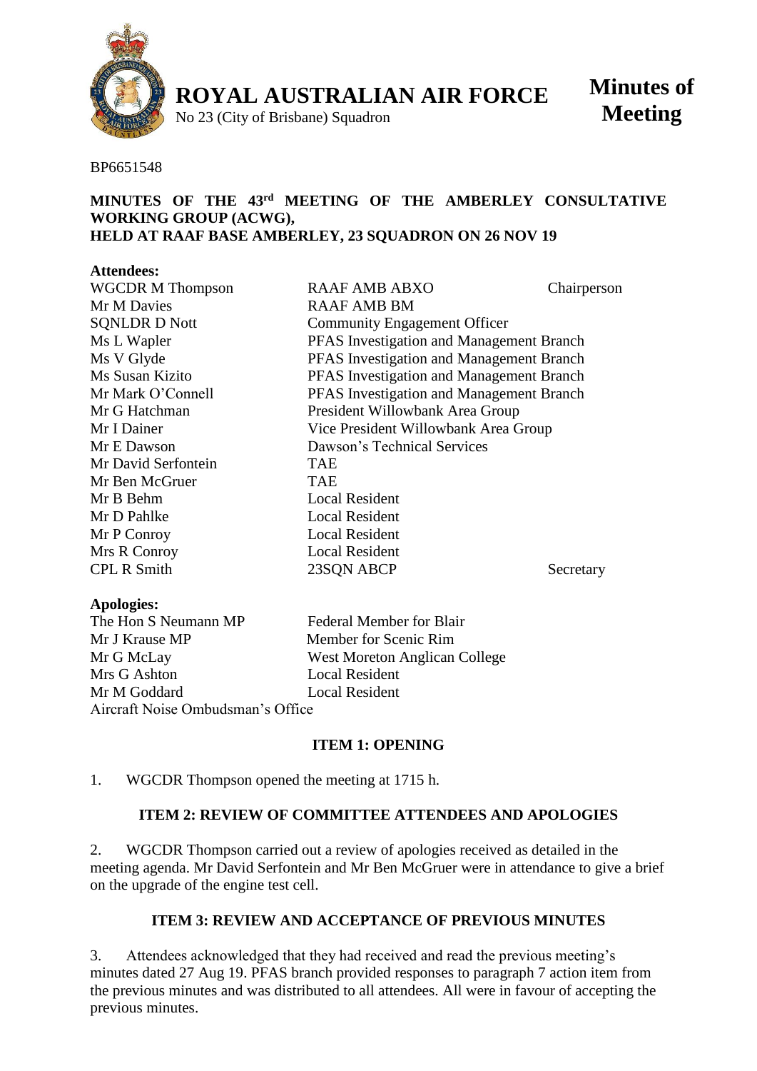# ROYAL AUSTRALIAN AIR FORCE

No 23 (City of Brisbane) Squadron

**Minutes of Meeting**

BP6651548

**MINUTES OF THE 43rd MEETING OF THE AMBERLEY CONSULTATIVE WORKING GROUP (ACWG), HELD AT RAAF BASE AMBERLEY, 23 SQUADRON ON 26 NOV 19**

**Attendees:**

| | | |
|---|---|---|
| WGCDR M Thompson | RAAF AMB ABXO | Chairperson |
| Mr M Davies | RAAF AMB BM | |
| SQNLDR D Nott | Community Engagement Officer | |
| Ms L Wapler | PFAS Investigation and Management Branch | |
| Ms V Glyde | PFAS Investigation and Management Branch | |
| Ms Susan Kizito | PFAS Investigation and Management Branch | |
| Mr Mark O'Connell | PFAS Investigation and Management Branch | |
| Mr G Hatchman | President Willowbank Area Group | |
| Mr I Dainer | Vice President Willowbank Area Group | |
| Mr E Dawson | Dawson's Technical Services | |
| Mr David Serfontein | TAE | |
| Mr Ben McGruer | TAE | |
| Mr B Behm | Local Resident | |
| Mr D Pahlke | Local Resident | |
| Mr P Conroy | Local Resident | |
| Mrs R Conroy | Local Resident | |
| CPL R Smith | 23SQN ABCP | Secretary |

**Apologies:**

| | |
|---|---|
| The Hon S Neumann MP | Federal Member for Blair |
| Mr J Krause MP | Member for Scenic Rim |
| Mr G McLay | West Moreton Anglican College |
| Mrs G Ashton | Local Resident |
| Mr M Goddard | Local Resident |
| Aircraft Noise Ombudsman's Office | |

### ITEM 1: OPENING

1. WGCDR Thompson opened the meeting at 1715 h.

### ITEM 2: REVIEW OF COMMITTEE ATTENDEES AND APOLOGIES

2. WGCDR Thompson carried out a review of apologies received as detailed in the meeting agenda. Mr David Serfontein and Mr Ben McGruer were in attendance to give a brief on the upgrade of the engine test cell.

### ITEM 3: REVIEW AND ACCEPTANCE OF PREVIOUS MINUTES

3. Attendees acknowledged that they had received and read the previous meeting's minutes dated 27 Aug 19. PFAS branch provided responses to paragraph 7 action item from the previous minutes and was distributed to all attendees. All were in favour of accepting the previous minutes.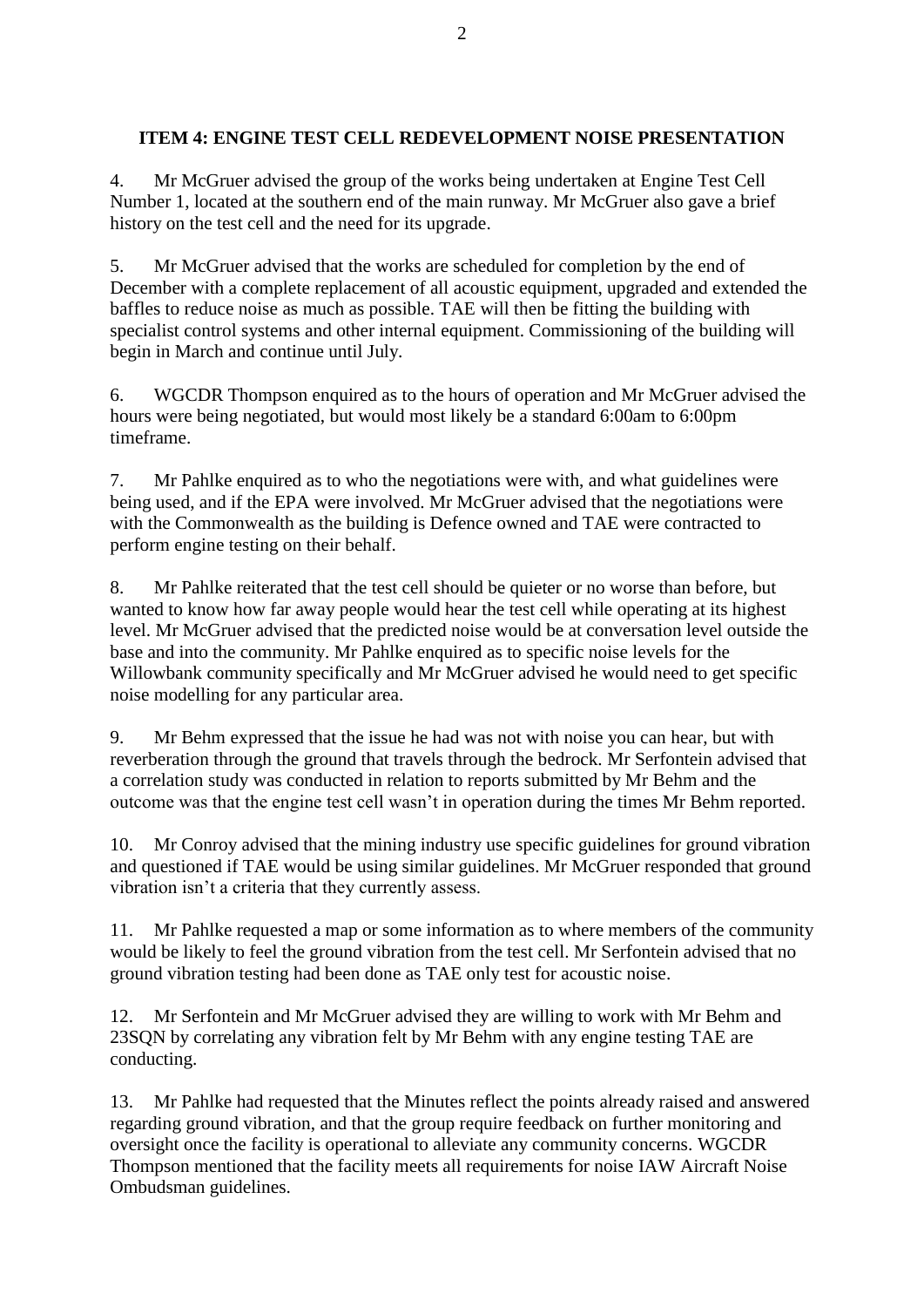**ITEM 4: ENGINE TEST CELL REDEVELOPMENT NOISE PRESENTATION**

4. Mr McGruer advised the group of the works being undertaken at Engine Test Cell Number 1, located at the southern end of the main runway. Mr McGruer also gave a brief history on the test cell and the need for its upgrade.

5. Mr McGruer advised that the works are scheduled for completion by the end of December with a complete replacement of all acoustic equipment, upgraded and extended the baffles to reduce noise as much as possible. TAE will then be fitting the building with specialist control systems and other internal equipment. Commissioning of the building will begin in March and continue until July.

6. WGCDR Thompson enquired as to the hours of operation and Mr McGruer advised the hours were being negotiated, but would most likely be a standard 6:00am to 6:00pm timeframe.

7. Mr Pahlke enquired as to who the negotiations were with, and what guidelines were being used, and if the EPA were involved. Mr McGruer advised that the negotiations were with the Commonwealth as the building is Defence owned and TAE were contracted to perform engine testing on their behalf.

8. Mr Pahlke reiterated that the test cell should be quieter or no worse than before, but wanted to know how far away people would hear the test cell while operating at its highest level. Mr McGruer advised that the predicted noise would be at conversation level outside the base and into the community. Mr Pahlke enquired as to specific noise levels for the Willowbank community specifically and Mr McGruer advised he would need to get specific noise modelling for any particular area.

9. Mr Behm expressed that the issue he had was not with noise you can hear, but with reverberation through the ground that travels through the bedrock. Mr Serfontein advised that a correlation study was conducted in relation to reports submitted by Mr Behm and the outcome was that the engine test cell wasn't in operation during the times Mr Behm reported.

10. Mr Conroy advised that the mining industry use specific guidelines for ground vibration and questioned if TAE would be using similar guidelines. Mr McGruer responded that ground vibration isn't a criteria that they currently assess.

11. Mr Pahlke requested a map or some information as to where members of the community would be likely to feel the ground vibration from the test cell. Mr Serfontein advised that no ground vibration testing had been done as TAE only test for acoustic noise.

12. Mr Serfontein and Mr McGruer advised they are willing to work with Mr Behm and 23SQN by correlating any vibration felt by Mr Behm with any engine testing TAE are conducting.

13. Mr Pahlke had requested that the Minutes reflect the points already raised and answered regarding ground vibration, and that the group require feedback on further monitoring and oversight once the facility is operational to alleviate any community concerns. WGCDR Thompson mentioned that the facility meets all requirements for noise IAW Aircraft Noise Ombudsman guidelines.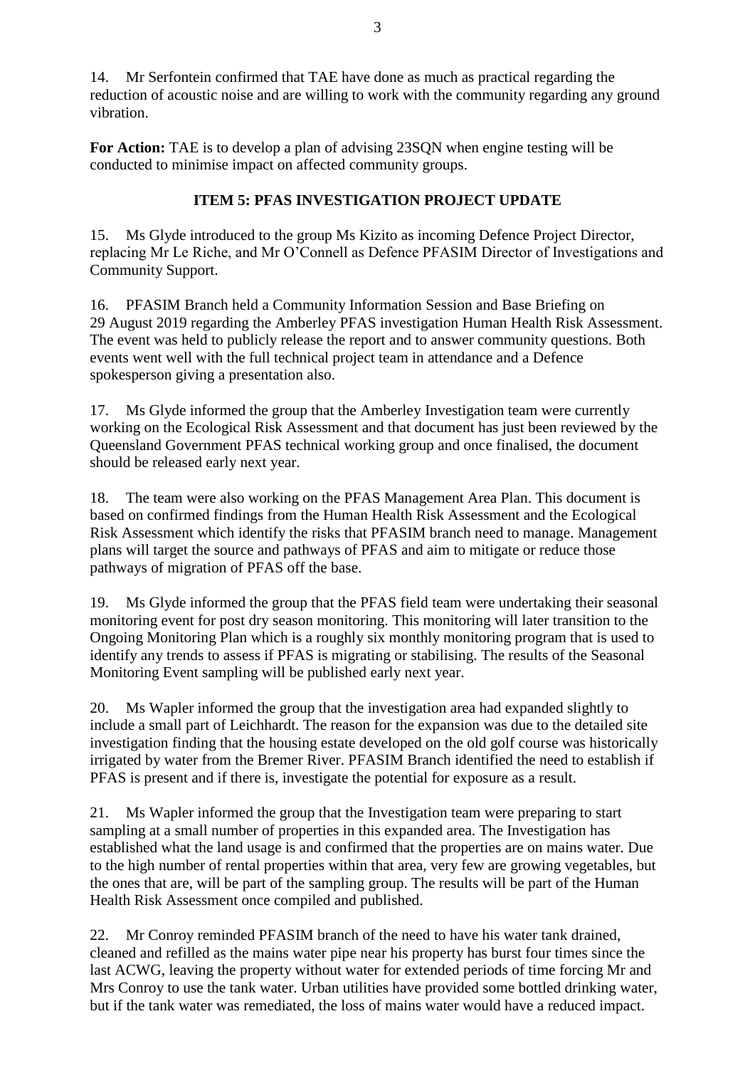14. Mr Serfontein confirmed that TAE have done as much as practical regarding the reduction of acoustic noise and are willing to work with the community regarding any ground vibration.

**For Action:** TAE is to develop a plan of advising 23SQN when engine testing will be conducted to minimise impact on affected community groups.

## ITEM 5: PFAS INVESTIGATION PROJECT UPDATE

15. Ms Glyde introduced to the group Ms Kizito as incoming Defence Project Director, replacing Mr Le Riche, and Mr O'Connell as Defence PFASIM Director of Investigations and Community Support.

16. PFASIM Branch held a Community Information Session and Base Briefing on 29 August 2019 regarding the Amberley PFAS investigation Human Health Risk Assessment. The event was held to publicly release the report and to answer community questions. Both events went well with the full technical project team in attendance and a Defence spokesperson giving a presentation also.

17. Ms Glyde informed the group that the Amberley Investigation team were currently working on the Ecological Risk Assessment and that document has just been reviewed by the Queensland Government PFAS technical working group and once finalised, the document should be released early next year.

18. The team were also working on the PFAS Management Area Plan. This document is based on confirmed findings from the Human Health Risk Assessment and the Ecological Risk Assessment which identify the risks that PFASIM branch need to manage. Management plans will target the source and pathways of PFAS and aim to mitigate or reduce those pathways of migration of PFAS off the base.

19. Ms Glyde informed the group that the PFAS field team were undertaking their seasonal monitoring event for post dry season monitoring. This monitoring will later transition to the Ongoing Monitoring Plan which is a roughly six monthly monitoring program that is used to identify any trends to assess if PFAS is migrating or stabilising. The results of the Seasonal Monitoring Event sampling will be published early next year.

20. Ms Wapler informed the group that the investigation area had expanded slightly to include a small part of Leichhardt. The reason for the expansion was due to the detailed site investigation finding that the housing estate developed on the old golf course was historically irrigated by water from the Bremer River. PFASIM Branch identified the need to establish if PFAS is present and if there is, investigate the potential for exposure as a result.

21. Ms Wapler informed the group that the Investigation team were preparing to start sampling at a small number of properties in this expanded area. The Investigation has established what the land usage is and confirmed that the properties are on mains water. Due to the high number of rental properties within that area, very few are growing vegetables, but the ones that are, will be part of the sampling group. The results will be part of the Human Health Risk Assessment once compiled and published.

22. Mr Conroy reminded PFASIM branch of the need to have his water tank drained, cleaned and refilled as the mains water pipe near his property has burst four times since the last ACWG, leaving the property without water for extended periods of time forcing Mr and Mrs Conroy to use the tank water. Urban utilities have provided some bottled drinking water, but if the tank water was remediated, the loss of mains water would have a reduced impact.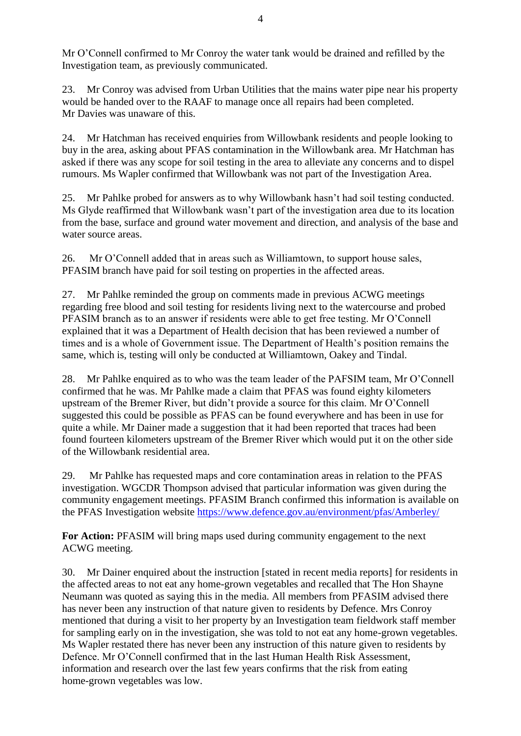Mr O'Connell confirmed to Mr Conroy the water tank would be drained and refilled by the Investigation team, as previously communicated.

23. Mr Conroy was advised from Urban Utilities that the mains water pipe near his property would be handed over to the RAAF to manage once all repairs had been completed. Mr Davies was unaware of this.

24. Mr Hatchman has received enquiries from Willowbank residents and people looking to buy in the area, asking about PFAS contamination in the Willowbank area. Mr Hatchman has asked if there was any scope for soil testing in the area to alleviate any concerns and to dispel rumours. Ms Wapler confirmed that Willowbank was not part of the Investigation Area.

25. Mr Pahlke probed for answers as to why Willowbank hasn't had soil testing conducted. Ms Glyde reaffirmed that Willowbank wasn't part of the investigation area due to its location from the base, surface and ground water movement and direction, and analysis of the base and water source areas.

26. Mr O'Connell added that in areas such as Williamtown, to support house sales, PFASIM branch have paid for soil testing on properties in the affected areas.

27. Mr Pahlke reminded the group on comments made in previous ACWG meetings regarding free blood and soil testing for residents living next to the watercourse and probed PFASIM branch as to an answer if residents were able to get free testing. Mr O'Connell explained that it was a Department of Health decision that has been reviewed a number of times and is a whole of Government issue. The Department of Health's position remains the same, which is, testing will only be conducted at Williamtown, Oakey and Tindal.

28. Mr Pahlke enquired as to who was the team leader of the PAFSIM team, Mr O'Connell confirmed that he was. Mr Pahlke made a claim that PFAS was found eighty kilometers upstream of the Bremer River, but didn't provide a source for this claim. Mr O'Connell suggested this could be possible as PFAS can be found everywhere and has been in use for quite a while. Mr Dainer made a suggestion that it had been reported that traces had been found fourteen kilometers upstream of the Bremer River which would put it on the other side of the Willowbank residential area.

29. Mr Pahlke has requested maps and core contamination areas in relation to the PFAS investigation. WGCDR Thompson advised that particular information was given during the community engagement meetings. PFASIM Branch confirmed this information is available on the PFAS Investigation website https://www.defence.gov.au/environment/pfas/Amberley/

**For Action:** PFASIM will bring maps used during community engagement to the next ACWG meeting.

30. Mr Dainer enquired about the instruction [stated in recent media reports] for residents in the affected areas to not eat any home-grown vegetables and recalled that The Hon Shayne Neumann was quoted as saying this in the media. All members from PFASIM advised there has never been any instruction of that nature given to residents by Defence. Mrs Conroy mentioned that during a visit to her property by an Investigation team fieldwork staff member for sampling early on in the investigation, she was told to not eat any home-grown vegetables. Ms Wapler restated there has never been any instruction of this nature given to residents by Defence. Mr O'Connell confirmed that in the last Human Health Risk Assessment, information and research over the last few years confirms that the risk from eating home-grown vegetables was low.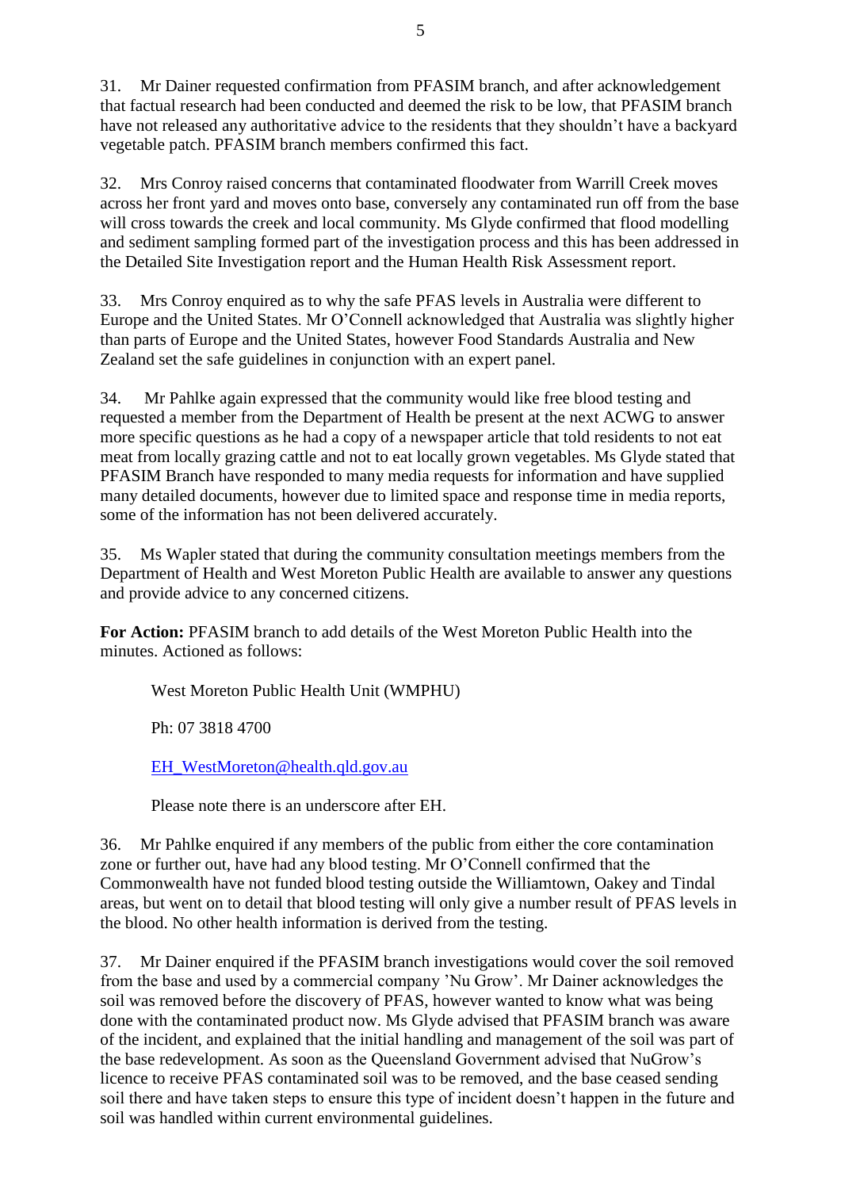31. Mr Dainer requested confirmation from PFASIM branch, and after acknowledgement that factual research had been conducted and deemed the risk to be low, that PFASIM branch have not released any authoritative advice to the residents that they shouldn't have a backyard vegetable patch. PFASIM branch members confirmed this fact.

32. Mrs Conroy raised concerns that contaminated floodwater from Warrill Creek moves across her front yard and moves onto base, conversely any contaminated run off from the base will cross towards the creek and local community. Ms Glyde confirmed that flood modelling and sediment sampling formed part of the investigation process and this has been addressed in the Detailed Site Investigation report and the Human Health Risk Assessment report.

33. Mrs Conroy enquired as to why the safe PFAS levels in Australia were different to Europe and the United States. Mr O'Connell acknowledged that Australia was slightly higher than parts of Europe and the United States, however Food Standards Australia and New Zealand set the safe guidelines in conjunction with an expert panel.

34. Mr Pahlke again expressed that the community would like free blood testing and requested a member from the Department of Health be present at the next ACWG to answer more specific questions as he had a copy of a newspaper article that told residents to not eat meat from locally grazing cattle and not to eat locally grown vegetables. Ms Glyde stated that PFASIM Branch have responded to many media requests for information and have supplied many detailed documents, however due to limited space and response time in media reports, some of the information has not been delivered accurately.

35. Ms Wapler stated that during the community consultation meetings members from the Department of Health and West Moreton Public Health are available to answer any questions and provide advice to any concerned citizens.

**For Action:** PFASIM branch to add details of the West Moreton Public Health into the minutes. Actioned as follows:

> West Moreton Public Health Unit (WMPHU)
>
> Ph: 07 3818 4700
>
> EH_WestMoreton@health.qld.gov.au
>
> Please note there is an underscore after EH.

36. Mr Pahlke enquired if any members of the public from either the core contamination zone or further out, have had any blood testing. Mr O'Connell confirmed that the Commonwealth have not funded blood testing outside the Williamtown, Oakey and Tindal areas, but went on to detail that blood testing will only give a number result of PFAS levels in the blood. No other health information is derived from the testing.

37. Mr Dainer enquired if the PFASIM branch investigations would cover the soil removed from the base and used by a commercial company 'Nu Grow'. Mr Dainer acknowledges the soil was removed before the discovery of PFAS, however wanted to know what was being done with the contaminated product now. Ms Glyde advised that PFASIM branch was aware of the incident, and explained that the initial handling and management of the soil was part of the base redevelopment. As soon as the Queensland Government advised that NuGrow's licence to receive PFAS contaminated soil was to be removed, and the base ceased sending soil there and have taken steps to ensure this type of incident doesn't happen in the future and soil was handled within current environmental guidelines.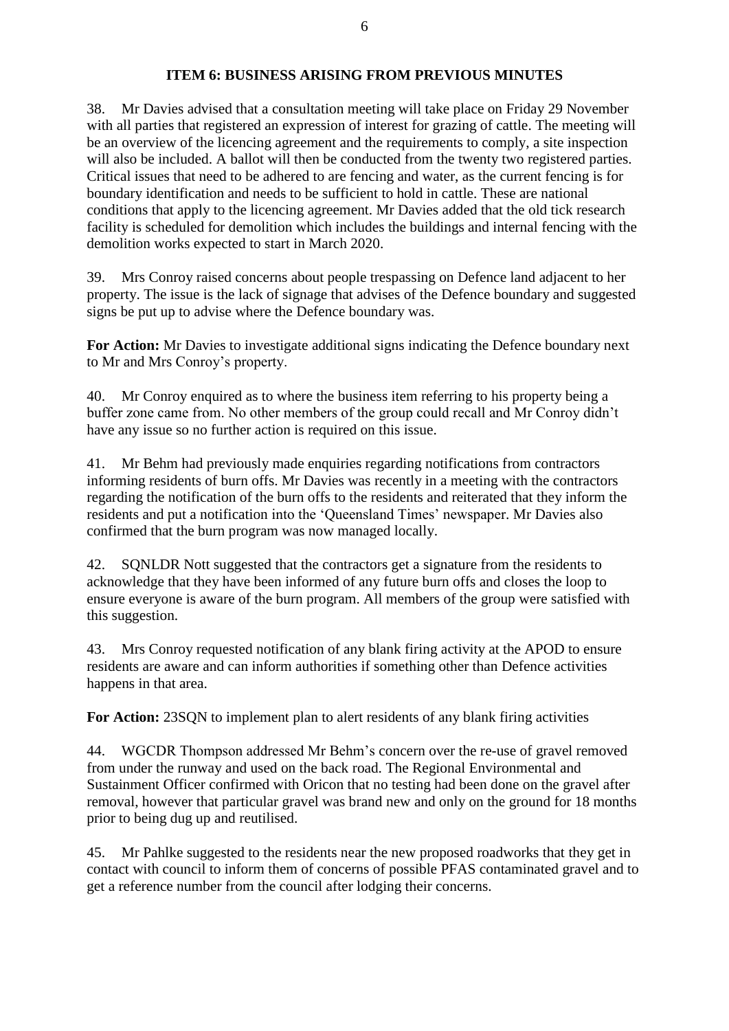### ITEM 6: BUSINESS ARISING FROM PREVIOUS MINUTES

38. Mr Davies advised that a consultation meeting will take place on Friday 29 November with all parties that registered an expression of interest for grazing of cattle. The meeting will be an overview of the licencing agreement and the requirements to comply, a site inspection will also be included. A ballot will then be conducted from the twenty two registered parties. Critical issues that need to be adhered to are fencing and water, as the current fencing is for boundary identification and needs to be sufficient to hold in cattle. These are national conditions that apply to the licencing agreement. Mr Davies added that the old tick research facility is scheduled for demolition which includes the buildings and internal fencing with the demolition works expected to start in March 2020.

39. Mrs Conroy raised concerns about people trespassing on Defence land adjacent to her property. The issue is the lack of signage that advises of the Defence boundary and suggested signs be put up to advise where the Defence boundary was.

**For Action:** Mr Davies to investigate additional signs indicating the Defence boundary next to Mr and Mrs Conroy's property.

40. Mr Conroy enquired as to where the business item referring to his property being a buffer zone came from. No other members of the group could recall and Mr Conroy didn't have any issue so no further action is required on this issue.

41. Mr Behm had previously made enquiries regarding notifications from contractors informing residents of burn offs. Mr Davies was recently in a meeting with the contractors regarding the notification of the burn offs to the residents and reiterated that they inform the residents and put a notification into the 'Queensland Times' newspaper. Mr Davies also confirmed that the burn program was now managed locally.

42. SQNLDR Nott suggested that the contractors get a signature from the residents to acknowledge that they have been informed of any future burn offs and closes the loop to ensure everyone is aware of the burn program. All members of the group were satisfied with this suggestion.

43. Mrs Conroy requested notification of any blank firing activity at the APOD to ensure residents are aware and can inform authorities if something other than Defence activities happens in that area.

**For Action:** 23SQN to implement plan to alert residents of any blank firing activities

44. WGCDR Thompson addressed Mr Behm's concern over the re-use of gravel removed from under the runway and used on the back road. The Regional Environmental and Sustainment Officer confirmed with Oricon that no testing had been done on the gravel after removal, however that particular gravel was brand new and only on the ground for 18 months prior to being dug up and reutilised.

45. Mr Pahlke suggested to the residents near the new proposed roadworks that they get in contact with council to inform them of concerns of possible PFAS contaminated gravel and to get a reference number from the council after lodging their concerns.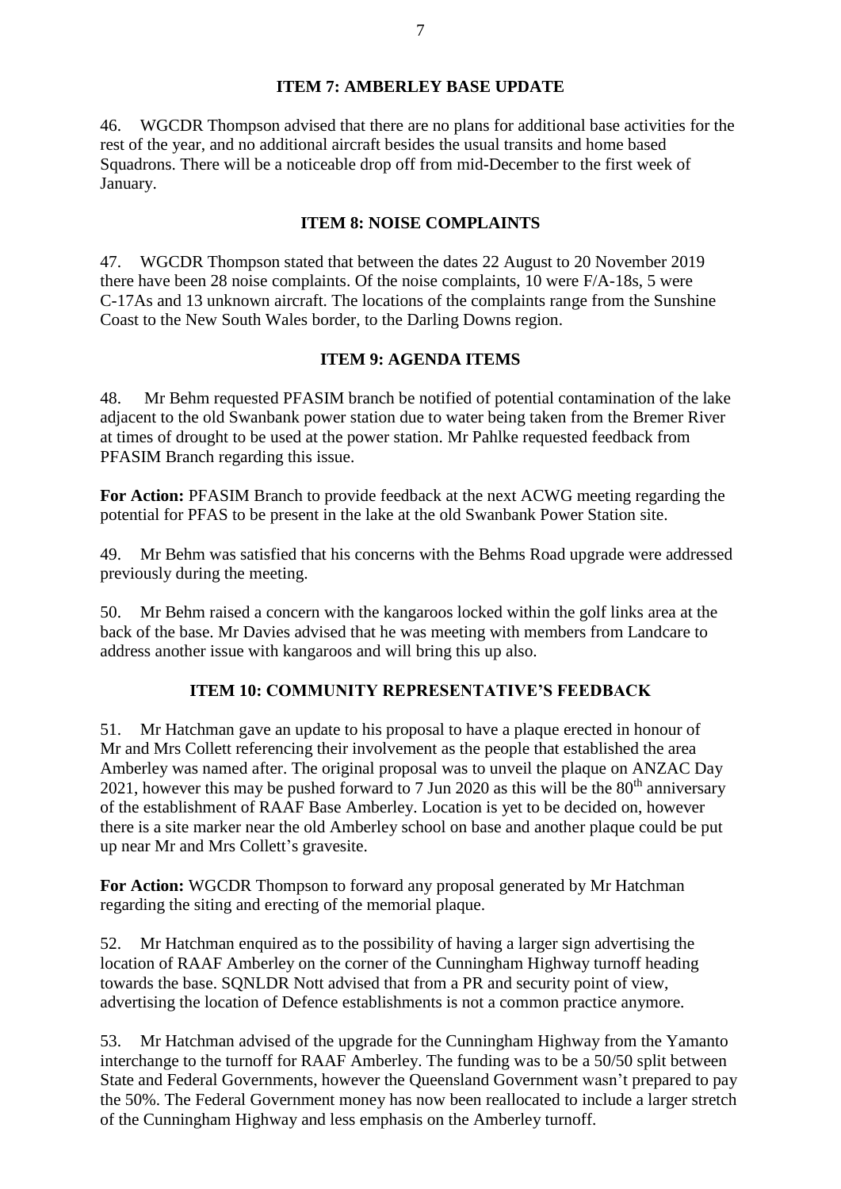## ITEM 7: AMBERLEY BASE UPDATE

46. WGCDR Thompson advised that there are no plans for additional base activities for the rest of the year, and no additional aircraft besides the usual transits and home based Squadrons. There will be a noticeable drop off from mid-December to the first week of January.

## ITEM 8: NOISE COMPLAINTS

47. WGCDR Thompson stated that between the dates 22 August to 20 November 2019 there have been 28 noise complaints. Of the noise complaints, 10 were F/A-18s, 5 were C-17As and 13 unknown aircraft. The locations of the complaints range from the Sunshine Coast to the New South Wales border, to the Darling Downs region.

## ITEM 9: AGENDA ITEMS

48. Mr Behm requested PFASIM branch be notified of potential contamination of the lake adjacent to the old Swanbank power station due to water being taken from the Bremer River at times of drought to be used at the power station. Mr Pahlke requested feedback from PFASIM Branch regarding this issue.

**For Action:** PFASIM Branch to provide feedback at the next ACWG meeting regarding the potential for PFAS to be present in the lake at the old Swanbank Power Station site.

49. Mr Behm was satisfied that his concerns with the Behms Road upgrade were addressed previously during the meeting.

50. Mr Behm raised a concern with the kangaroos locked within the golf links area at the back of the base. Mr Davies advised that he was meeting with members from Landcare to address another issue with kangaroos and will bring this up also.

## ITEM 10: COMMUNITY REPRESENTATIVE'S FEEDBACK

51. Mr Hatchman gave an update to his proposal to have a plaque erected in honour of Mr and Mrs Collett referencing their involvement as the people that established the area Amberley was named after. The original proposal was to unveil the plaque on ANZAC Day 2021, however this may be pushed forward to 7 Jun 2020 as this will be the 80th anniversary of the establishment of RAAF Base Amberley. Location is yet to be decided on, however there is a site marker near the old Amberley school on base and another plaque could be put up near Mr and Mrs Collett's gravesite.

**For Action:** WGCDR Thompson to forward any proposal generated by Mr Hatchman regarding the siting and erecting of the memorial plaque.

52. Mr Hatchman enquired as to the possibility of having a larger sign advertising the location of RAAF Amberley on the corner of the Cunningham Highway turnoff heading towards the base. SQNLDR Nott advised that from a PR and security point of view, advertising the location of Defence establishments is not a common practice anymore.

53. Mr Hatchman advised of the upgrade for the Cunningham Highway from the Yamanto interchange to the turnoff for RAAF Amberley. The funding was to be a 50/50 split between State and Federal Governments, however the Queensland Government wasn't prepared to pay the 50%. The Federal Government money has now been reallocated to include a larger stretch of the Cunningham Highway and less emphasis on the Amberley turnoff.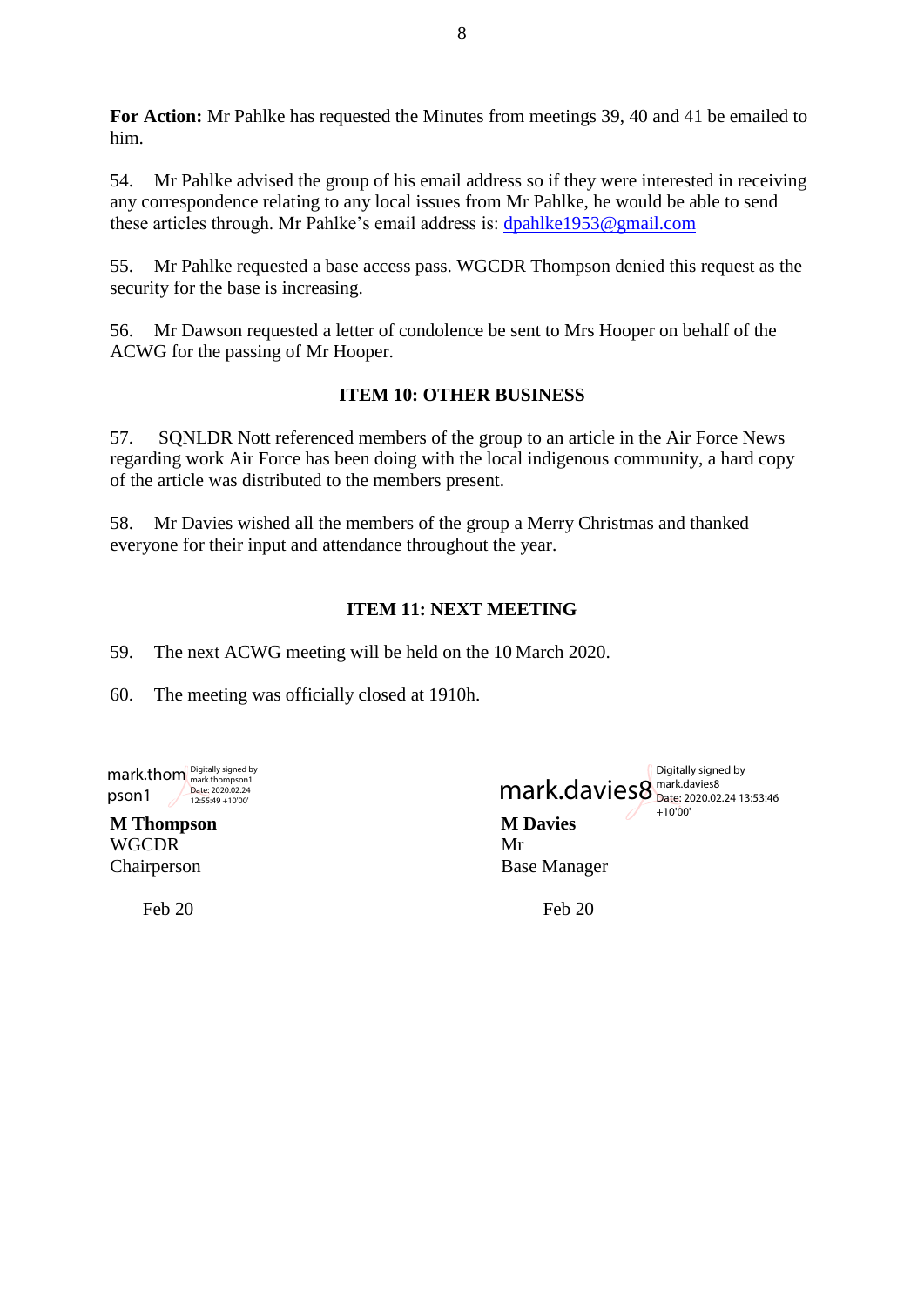**For Action:** Mr Pahlke has requested the Minutes from meetings 39, 40 and 41 be emailed to him.

54. Mr Pahlke advised the group of his email address so if they were interested in receiving any correspondence relating to any local issues from Mr Pahlke, he would be able to send these articles through. Mr Pahlke's email address is: dpahlke1953@gmail.com

55. Mr Pahlke requested a base access pass. WGCDR Thompson denied this request as the security for the base is increasing.

56. Mr Dawson requested a letter of condolence be sent to Mrs Hooper on behalf of the ACWG for the passing of Mr Hooper.

## ITEM 10: OTHER BUSINESS

57. SQNLDR Nott referenced members of the group to an article in the Air Force News regarding work Air Force has been doing with the local indigenous community, a hard copy of the article was distributed to the members present.

58. Mr Davies wished all the members of the group a Merry Christmas and thanked everyone for their input and attendance throughout the year.

## ITEM 11: NEXT MEETING

59. The next ACWG meeting will be held on the 10 March 2020.

60. The meeting was officially closed at 1910h.

mark.thompson1 — Digitally signed by mark.thompson1 Date: 2020.02.24 12:55:49 +10'00'

**M Thompson**
WGCDR
Chairperson

Feb 20

mark.davies8 — Digitally signed by mark.davies8 Date: 2020.02.24 13:53:46 +10'00'

**M Davies**
Mr
Base Manager

Feb 20